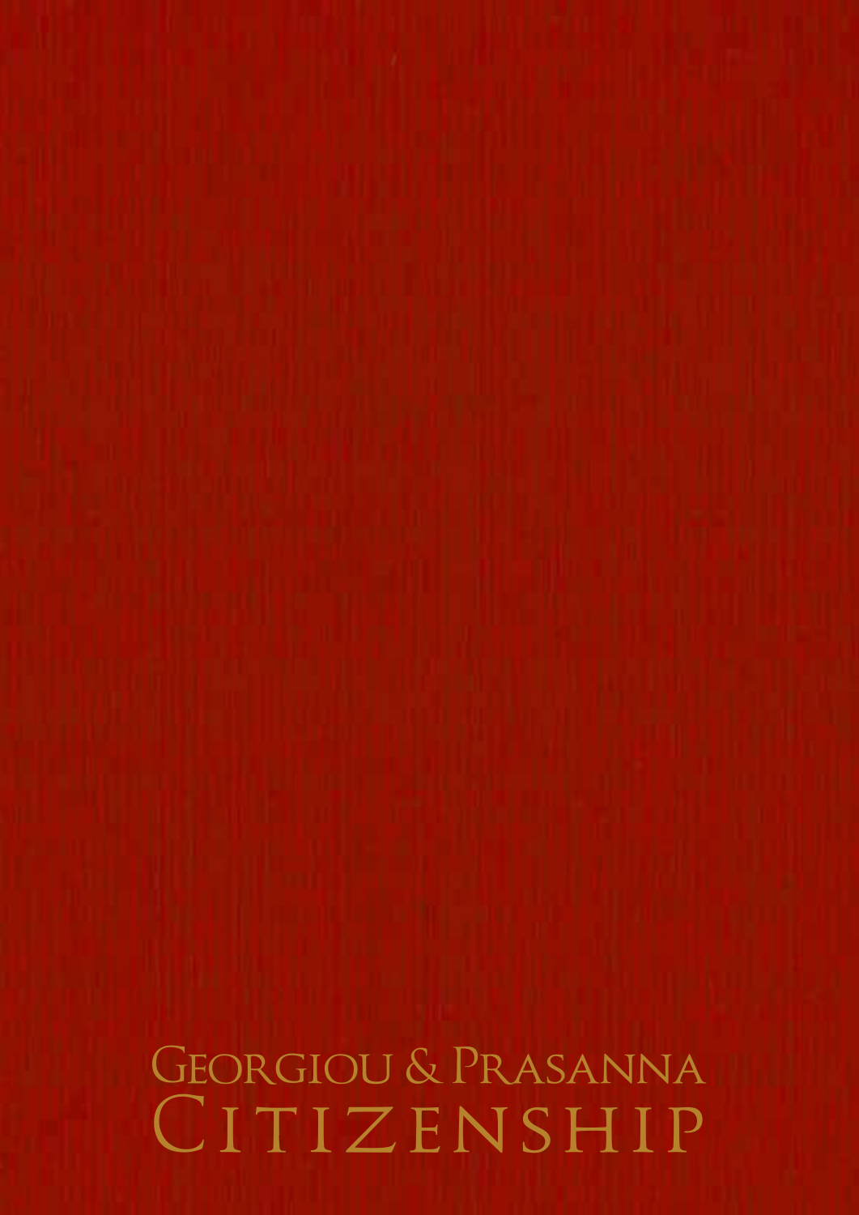Georgiou & Prasanna

# Citizenship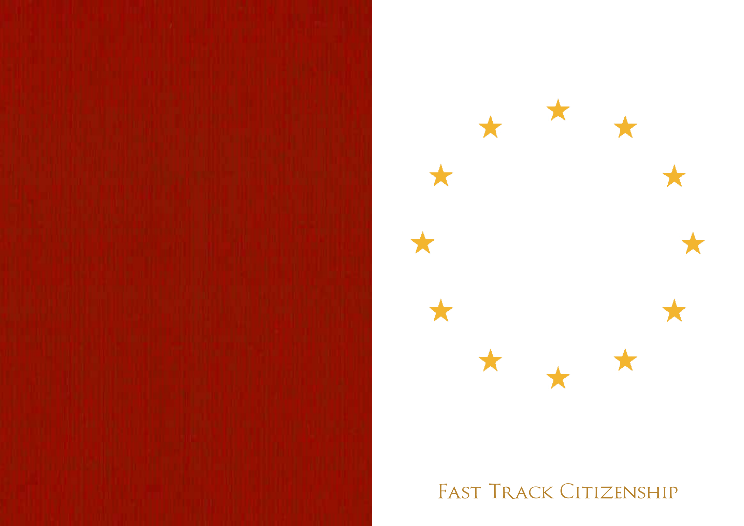Fast Track Citizenship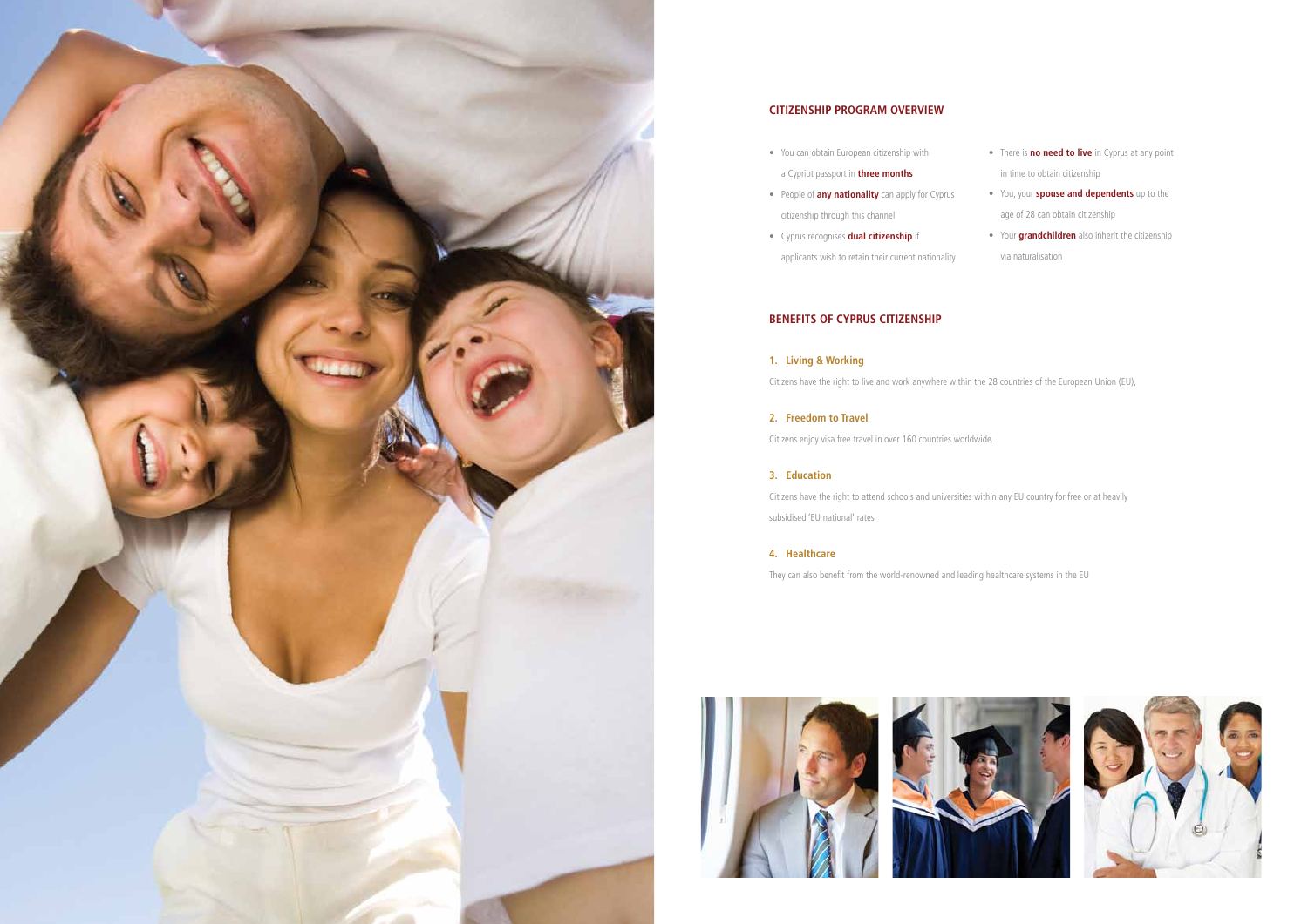## CITIZENSHIP PROGRAM OVERVIEW

- You can obtain European citizenship with a Cypriot passport in **three months**
- People of **any nationality** can apply for Cyprus citizenship through this channel
- Cyprus recognises **dual citizenship** if applicants wish to retain their current nationality
- There is **no need to live** in Cyprus at any point in time to obtain citizenship
- You, your **spouse and dependents** up to the age of 28 can obtain citizenship
- Your **grandchildren** also inherit the citizenship via naturalisation

## BENEFITS OF CYPRUS CITIZENSHIP

### 1. Living & Working

Citizens have the right to live and work anywhere within the 28 countries of the European Union (EU),

### 2. Freedom to Travel

Citizens enjoy visa free travel in over 160 countries worldwide.

### 3. Education

Citizens have the right to attend schools and universities within any EU country for free or at heavily subsidised 'EU national' rates

### 4. Healthcare

They can also benefit from the world-renowned and leading healthcare systems in the EU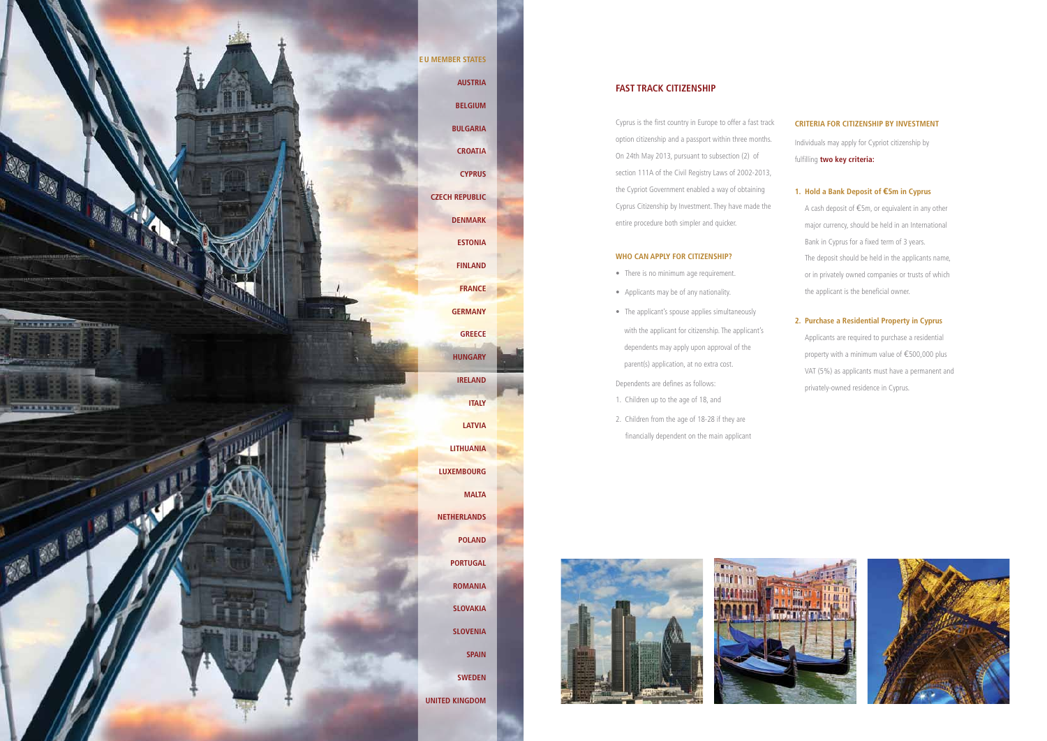**EU MEMBER STATES**

- AUSTRIA
- BELGIUM
- BULGARIA
- CROATIA
- CYPRUS
- CZECH REPUBLIC
- DENMARK
- ESTONIA
- FINLAND
- FRANCE
- GERMANY
- GREECE
- HUNGARY
- IRELAND
- ITALY
- LATVIA
- LITHUANIA
- LUXEMBOURG
- MALTA
- NETHERLANDS
- POLAND
- PORTUGAL
- ROMANIA
- SLOVAKIA
- SLOVENIA
- SPAIN
- SWEDEN
- UNITED KINGDOM

## FAST TRACK CITIZENSHIP

Cyprus is the first country in Europe to offer a fast track option citizenship and a passport within three months. On 24th May 2013, pursuant to subsection (2) of section 111A of the Civil Registry Laws of 2002-2013, the Cypriot Government enabled a way of obtaining Cyprus Citizenship by Investment. They have made the entire procedure both simpler and quicker.

### WHO CAN APPLY FOR CITIZENSHIP?

- There is no minimum age requirement.
- Applicants may be of any nationality.
- The applicant's spouse applies simultaneously with the applicant for citizenship. The applicant's dependents may apply upon approval of the parent(s) application, at no extra cost.

Dependents are defines as follows:

1. Children up to the age of 18, and
2. Children from the age of 18-28 if they are financially dependent on the main applicant

### CRITERIA FOR CITIZENSHIP BY INVESTMENT

Individuals may apply for Cypriot citizenship by fulfilling **two key criteria:**

**1. Hold a Bank Deposit of €5m in Cyprus**

A cash deposit of €5m, or equivalent in any other major currency, should be held in an International Bank in Cyprus for a fixed term of 3 years. The deposit should be held in the applicants name, or in privately owned companies or trusts of which the applicant is the beneficial owner.

**2. Purchase a Residential Property in Cyprus**

Applicants are required to purchase a residential property with a minimum value of €500,000 plus VAT (5%) as applicants must have a permanent and privately-owned residence in Cyprus.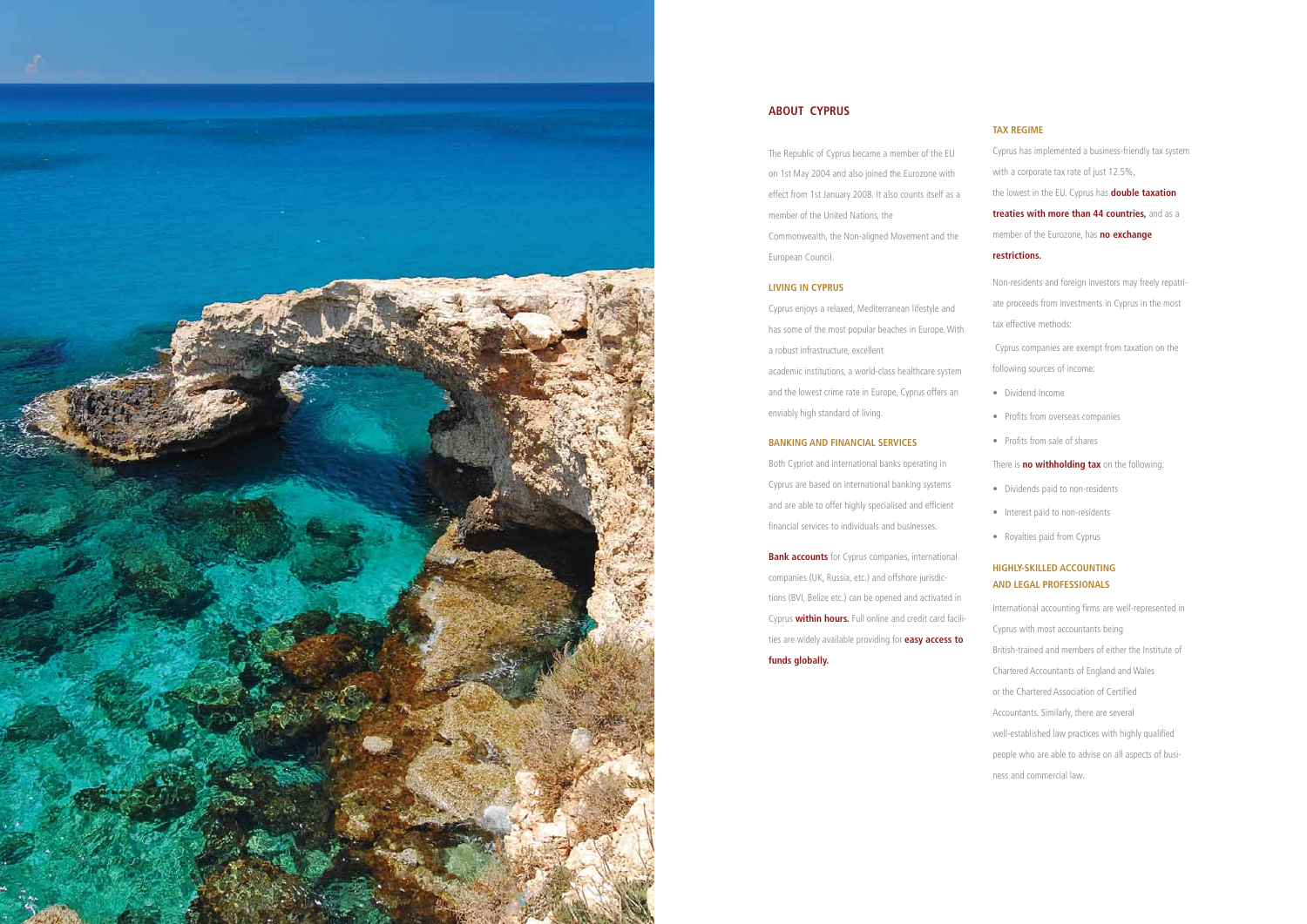## ABOUT CYPRUS

The Republic of Cyprus became a member of the EU on 1st May 2004 and also joined the Eurozone with effect from 1st January 2008. It also counts itself as a member of the United Nations, the Commonwealth, the Non-aligned Movement and the European Council.

### LIVING IN CYPRUS

Cyprus enjoys a relaxed, Mediterranean lifestyle and has some of the most popular beaches in Europe. With a robust infrastructure, excellent academic institutions, a world-class healthcare system and the lowest crime rate in Europe, Cyprus offers an enviably high standard of living.

### BANKING AND FINANCIAL SERVICES

Both Cypriot and international banks operating in Cyprus are based on international banking systems and are able to offer highly specialised and efficient financial services to individuals and businesses.

**Bank accounts** for Cyprus companies, international companies (UK, Russia, etc.) and offshore jurisdictions (BVI, Belize etc.) can be opened and activated in Cyprus **within hours.** Full online and credit card facilities are widely available providing for **easy access to funds globally.**

### TAX REGIME

Cyprus has implemented a business-friendly tax system with a corporate tax rate of just 12.5%, the lowest in the EU. Cyprus has **double taxation treaties with more than 44 countries,** and as a member of the Eurozone, has **no exchange restrictions.**

Non-residents and foreign investors may freely repatriate proceeds from investments in Cyprus in the most tax effective methods:

Cyprus companies are exempt from taxation on the following sources of income:

- Dividend Income
- Profits from overseas companies
- Profits from sale of shares

There is **no withholding tax** on the following:

- Dividends paid to non-residents
- Interest paid to non-residents
- Royalties paid from Cyprus

### HIGHLY-SKILLED ACCOUNTING AND LEGAL PROFESSIONALS

International accounting firms are well-represented in Cyprus with most accountants being British-trained and members of either the Institute of Chartered Accountants of England and Wales or the Chartered Association of Certified Accountants. Similarly, there are several well-established law practices with highly qualified people who are able to advise on all aspects of business and commercial law.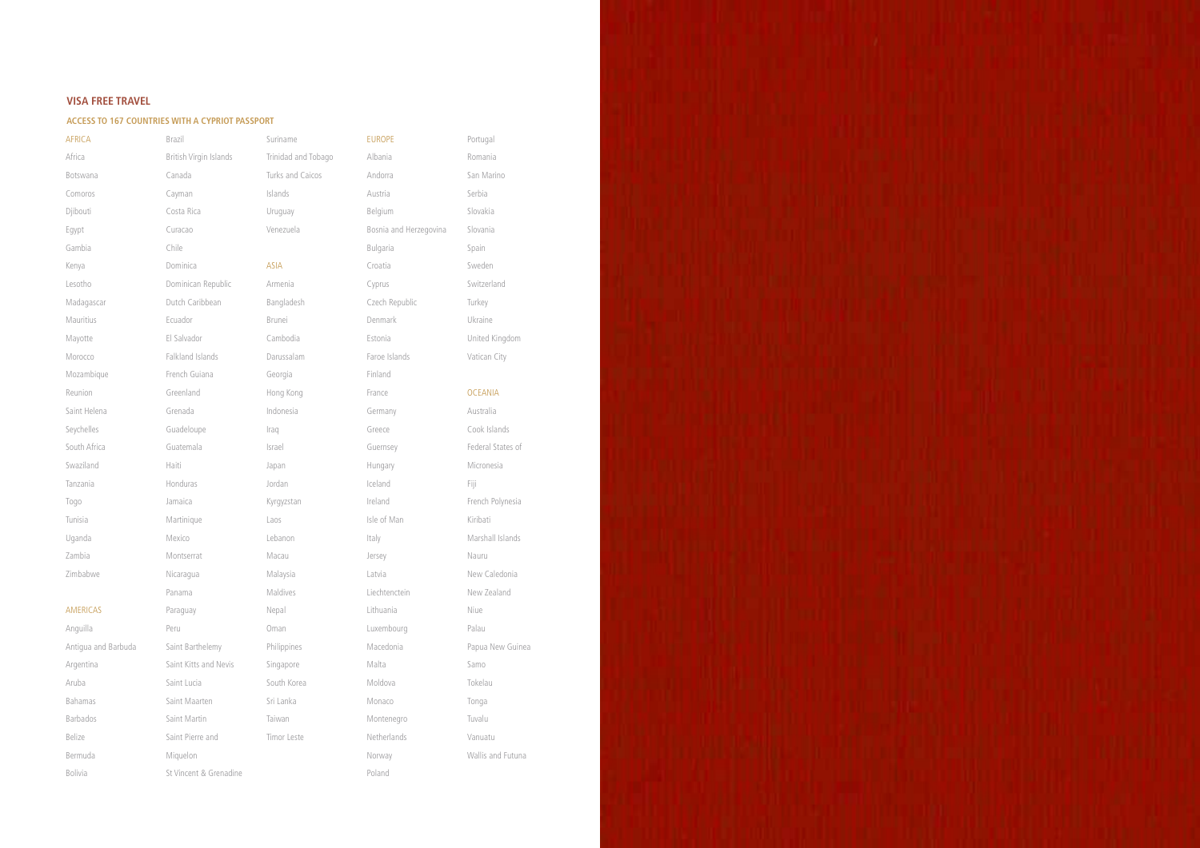## VISA FREE TRAVEL

### ACCESS TO 167 COUNTRIES WITH A CYPRIOT PASSPORT

#### AFRICA

Africa
Botswana
Comoros
Djibouti
Egypt
Gambia
Kenya
Lesotho
Madagascar
Mauritius
Mayotte
Morocco
Mozambique
Reunion
Saint Helena
Seychelles
South Africa
Swaziland
Tanzania
Togo
Tunisia
Uganda
Zambia
Zimbabwe

#### AMERICAS

Anguilla
Antigua and Barbuda
Argentina
Aruba
Bahamas
Barbados
Belize
Bermuda
Bolivia
Brazil
British Virgin Islands
Canada
Cayman
Costa Rica
Curacao
Chile
Dominica
Dominican Republic
Dutch Caribbean
Ecuador
El Salvador
Falkland Islands
French Guiana
Greenland
Grenada
Guadeloupe
Guatemala
Haiti
Honduras
Jamaica
Martinique
Mexico
Montserrat
Nicaragua
Panama
Paraguay
Peru
Saint Barthelemy
Saint Kitts and Nevis
Saint Lucia
Saint Maarten
Saint Martin
Saint Pierre and
Miquelon
St Vincent & Grenadine
Suriname
Trinidad and Tobago
Turks and Caicos
Islands
Uruguay
Venezuela

#### ASIA

Armenia
Bangladesh
Brunei
Cambodia
Darussalam
Georgia
Hong Kong
Indonesia
Iraq
Israel
Japan
Jordan
Kyrgyzstan
Laos
Lebanon
Macau
Malaysia
Maldives
Nepal
Oman
Philippines
Singapore
South Korea
Sri Lanka
Taiwan
Timor Leste

#### EUROPE

Albania
Andorra
Austria
Belgium
Bosnia and Herzegovina
Bulgaria
Croatia
Cyprus
Czech Republic
Denmark
Estonia
Faroe Islands
Finland
France
Germany
Greece
Guernsey
Hungary
Iceland
Ireland
Isle of Man
Italy
Jersey
Latvia
Liechtenctein
Lithuania
Luxembourg
Macedonia
Malta
Moldova
Monaco
Montenegro
Netherlands
Norway
Poland
Portugal
Romania
San Marino
Serbia
Slovakia
Slovania
Spain
Sweden
Switzerland
Turkey
Ukraine
United Kingdom
Vatican City

#### OCEANIA

Australia
Cook Islands
Federal States of
Micronesia
Fiji
French Polynesia
Kiribati
Marshall Islands
Nauru
New Caledonia
New Zealand
Niue
Palau
Papua New Guinea
Samo
Tokelau
Tonga
Tuvalu
Vanuatu
Wallis and Futuna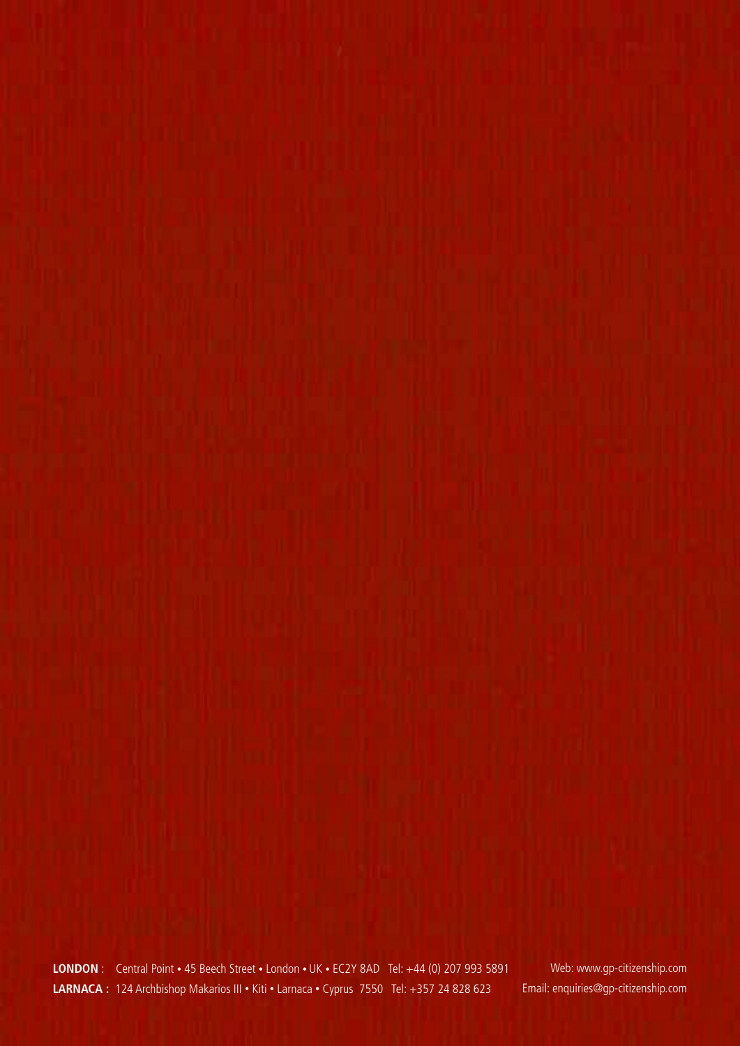**LONDON** : Central Point • 45 Beech Street • London • UK • EC2Y 8AD Tel: +44 (0) 207 993 5891

**LARNACA :** 124 Archbishop Makarios III • Kiti • Larnaca • Cyprus 7550 Tel: +357 24 828 623

Web: www.gp-citizenship.com

Email: enquiries@gp-citizenship.com